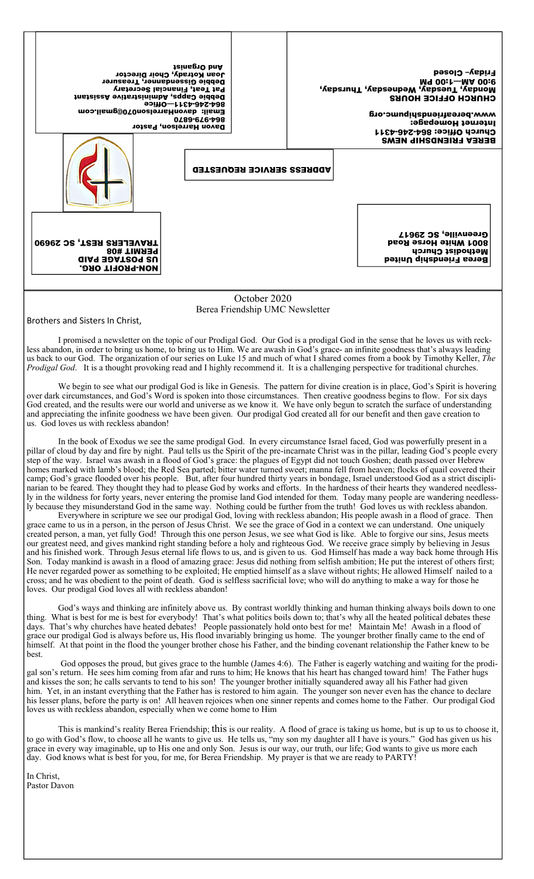BEREA FRIENDSHIP NEWS
Church Office: 864-246-4311
Internet Homepage:
www.bereafriendshipumc.org

CHURCH OFFICE HOURS
Monday, Tuesday, Wednesday, Thursday,
9:00 AM—1:00 PM
Friday– Closed

Davon Harrelson, Pastor
864-979-6870
Email: davonHarrelson070@gmail.com
864-246-4311—Office
Debbie Capps, Administrative Assistant
Pat Teat, Financial Secretary
Debbie Gissendanner, Treasurer
Joan Kotrady, Choir Director
And Organist

ADDRESS SERVICE REQUESTED

Berea Friendship United
Methodist Church
8001 White Horse Road
Greenville, SC 29617

NON-PROFIT ORG.
US POSTAGE PAID
PERMIT #08
TRAVELERS REST, SC 29690

October 2020
Berea Friendship UMC Newsletter

Brothers and Sisters In Christ,

I promised a newsletter on the topic of our Prodigal God. Our God is a prodigal God in the sense that he loves us with reckless abandon, in order to bring us home, to bring us to Him. We are awash in God's grace- an infinite goodness that's always leading us back to our God. The organization of our series on Luke 15 and much of what I shared comes from a book by Timothy Keller, *The Prodigal God*. It is a thought provoking read and I highly recommend it. It is a challenging perspective for traditional churches.

We begin to see what our prodigal God is like in Genesis. The pattern for divine creation is in place, God's Spirit is hovering over dark circumstances, and God's Word is spoken into those circumstances. Then creative goodness begins to flow. For six days God created, and the results were our world and universe as we know it. We have only begun to scratch the surface of understanding and appreciating the infinite goodness we have been given. Our prodigal God created all for our benefit and then gave creation to us. God loves us with reckless abandon!

In the book of Exodus we see the same prodigal God. In every circumstance Israel faced, God was powerfully present in a pillar of cloud by day and fire by night. Paul tells us the Spirit of the pre-incarnate Christ was in the pillar, leading God's people every step of the way. Israel was awash in a flood of God's grace: the plagues of Egypt did not touch Goshen; death passed over Hebrew homes marked with lamb's blood; the Red Sea parted; bitter water turned sweet; manna fell from heaven; flocks of quail covered their camp; God's grace flooded over his people. But, after four hundred thirty years in bondage, Israel understood God as a strict disciplinarian to be feared. They thought they had to please God by works and efforts. In the hardness of their hearts they wandered needlessly in the wildness for forty years, never entering the promise land God intended for them. Today many people are wandering needlessly because they misunderstand God in the same way. Nothing could be further from the truth! God loves us with reckless abandon.

Everywhere in scripture we see our prodigal God, loving with reckless abandon; His people awash in a flood of grace. Then grace came to us in a person, in the person of Jesus Christ. We see the grace of God in a context we can understand. One uniquely created person, a man, yet fully God! Through this one person Jesus, we see what God is like. Able to forgive our sins, Jesus meets our greatest need, and gives mankind right standing before a holy and righteous God. We receive grace simply by believing in Jesus and his finished work. Through Jesus eternal life flows to us, and is given to us. God Himself has made a way back home through His Son. Today mankind is awash in a flood of amazing grace: Jesus did nothing from selfish ambition; He put the interest of others first; He never regarded power as something to be exploited; He emptied himself as a slave without rights; He allowed Himself nailed to a cross; and he was obedient to the point of death. God is selfless sacrificial love; who will do anything to make a way for those he loves. Our prodigal God loves all with reckless abandon!

God's ways and thinking are infinitely above us. By contrast worldly thinking and human thinking always boils down to one thing. What is best for me is best for everybody! That's what politics boils down to; that's why all the heated political debates these days. That's why churches have heated debates! People passionately hold onto best for me! Maintain Me! Awash in a flood of grace our prodigal God is always before us, His flood invariably bringing us home. The younger brother finally came to the end of himself. At that point in the flood the younger brother chose his Father, and the binding covenant relationship the Father knew to be best.

God opposes the proud, but gives grace to the humble (James 4:6). The Father is eagerly watching and waiting for the prodigal son's return. He sees him coming from afar and runs to him; He knows that his heart has changed toward him! The Father hugs and kisses the son; he calls servants to tend to his son! The younger brother initially squandered away all his Father had given him. Yet, in an instant everything that the Father has is restored to him again. The younger son never even has the chance to declare his lesser plans, before the party is on! All heaven rejoices when one sinner repents and comes home to the Father. Our prodigal God loves us with reckless abandon, especially when we come home to Him

This is mankind's reality Berea Friendship; this is our reality. A flood of grace is taking us home, but is up to us to choose it, to go with God's flow, to choose all he wants to give us. He tells us, "my son my daughter all I have is yours." God has given us his grace in every way imaginable, up to His one and only Son. Jesus is our way, our truth, our life; God wants to give us more each day. God knows what is best for you, for me, for Berea Friendship. My prayer is that we are ready to PARTY!

In Christ,
Pastor Davon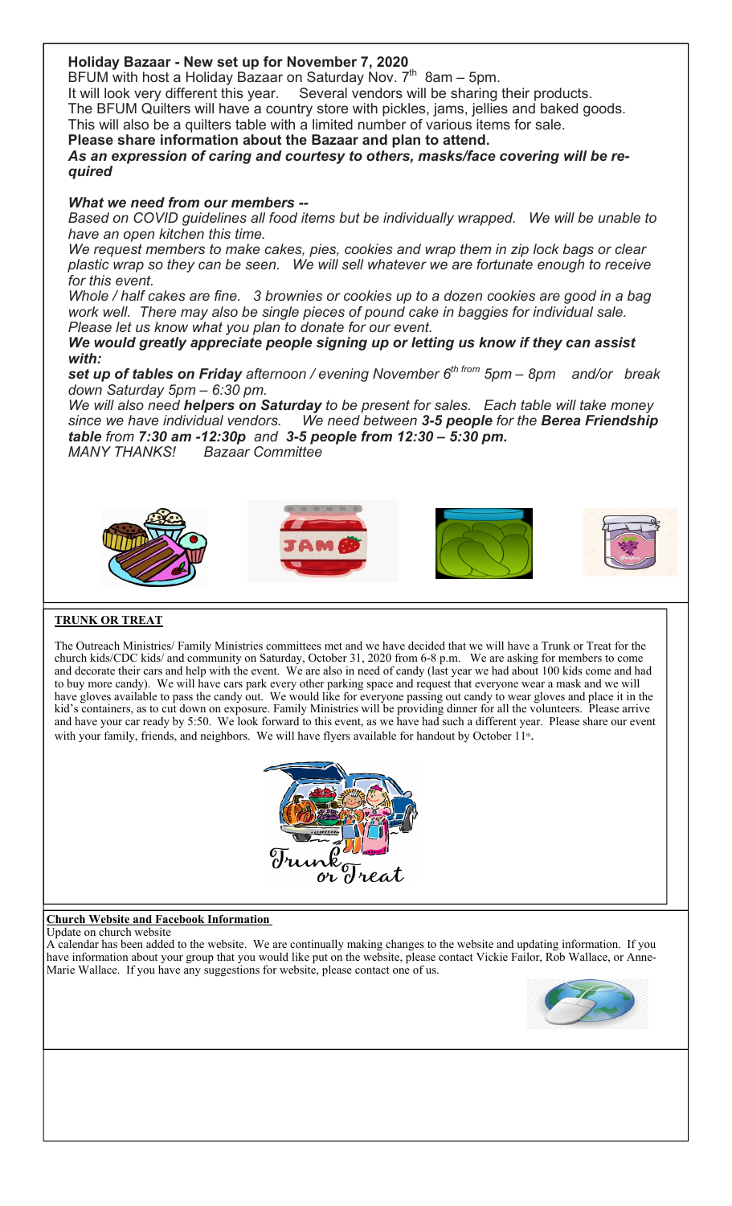## Holiday Bazaar - New set up for November 7, 2020

BFUM with host a Holiday Bazaar on Saturday Nov. 7th 8am – 5pm.

It will look very different this year. Several vendors will be sharing their products.

The BFUM Quilters will have a country store with pickles, jams, jellies and baked goods.

This will also be a quilters table with a limited number of various items for sale.

**Please share information about the Bazaar and plan to attend.**

***As an expression of caring and courtesy to others, masks/face covering will be required***

***What we need from our members --***

*Based on COVID guidelines all food items but be individually wrapped. We will be unable to have an open kitchen this time.*

*We request members to make cakes, pies, cookies and wrap them in zip lock bags or clear plastic wrap so they can be seen. We will sell whatever we are fortunate enough to receive for this event.*

*Whole / half cakes are fine. 3 brownies or cookies up to a dozen cookies are good in a bag work well. There may also be single pieces of pound cake in baggies for individual sale. Please let us know what you plan to donate for our event.*

***We would greatly appreciate people signing up or letting us know if they can assist with:***

***set up of tables on Friday** afternoon / evening November 6th from 5pm – 8pm and/or break down Saturday 5pm – 6:30 pm.*

*We will also need **helpers on Saturday** to be present for sales. Each table will take money since we have individual vendors. We need between **3-5 people** for the **Berea Friendship table** from **7:30 am -12:30p** and **3-5 people from 12:30 – 5:30 pm.***

*MANY THANKS! Bazaar Committee*

## TRUNK OR TREAT

The Outreach Ministries/ Family Ministries committees met and we have decided that we will have a Trunk or Treat for the church kids/CDC kids/ and community on Saturday, October 31, 2020 from 6-8 p.m. We are asking for members to come and decorate their cars and help with the event. We are also in need of candy (last year we had about 100 kids come and had to buy more candy). We will have cars park every other parking space and request that everyone wear a mask and we will have gloves available to pass the candy out. We would like for everyone passing out candy to wear gloves and place it in the kid's containers, as to cut down on exposure. Family Ministries will be providing dinner for all the volunteers. Please arrive and have your car ready by 5:50. We look forward to this event, as we have had such a different year. Please share our event with your family, friends, and neighbors. We will have flyers available for handout by October 11th.

## Church Website and Facebook Information

Update on church website

A calendar has been added to the website. We are continually making changes to the website and updating information. If you have information about your group that you would like put on the website, please contact Vickie Failor, Rob Wallace, or Anne-Marie Wallace. If you have any suggestions for website, please contact one of us.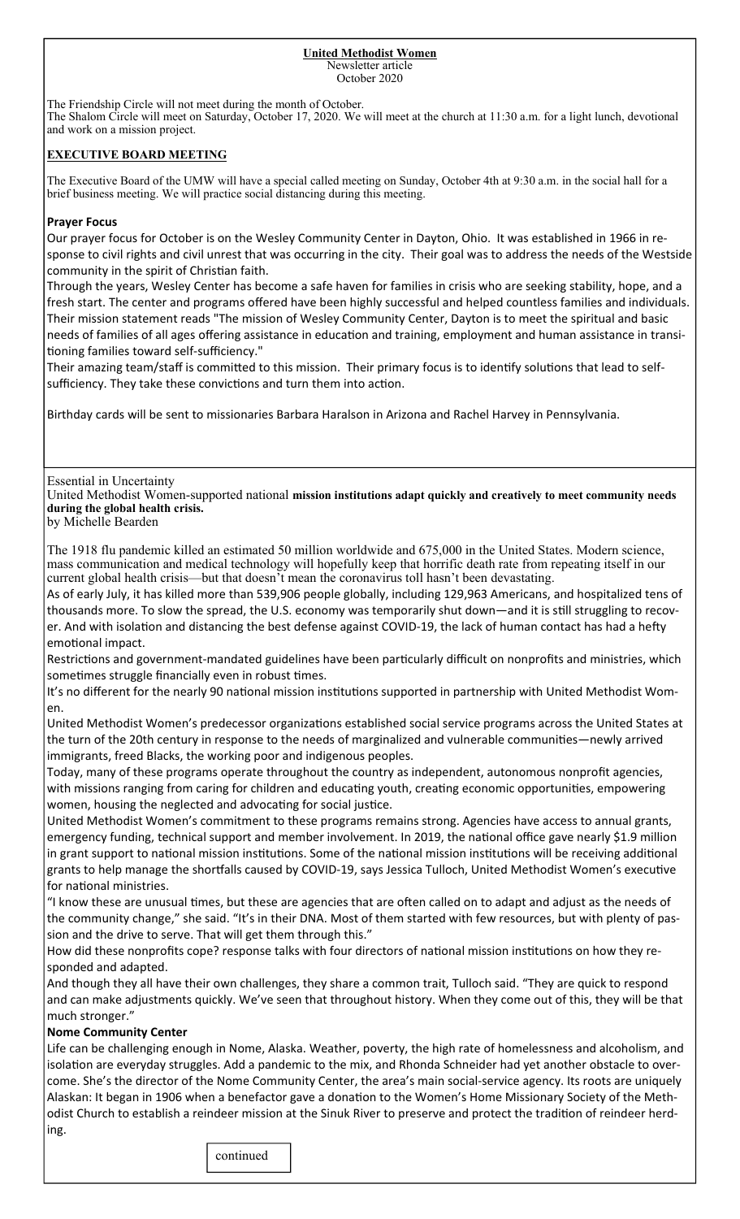**United Methodist Women**
Newsletter article
October 2020

The Friendship Circle will not meet during the month of October.
The Shalom Circle will meet on Saturday, October 17, 2020. We will meet at the church at 11:30 a.m. for a light lunch, devotional and work on a mission project.

## EXECUTIVE BOARD MEETING

The Executive Board of the UMW will have a special called meeting on Sunday, October 4th at 9:30 a.m. in the social hall for a brief business meeting. We will practice social distancing during this meeting.

### Prayer Focus

Our prayer focus for October is on the Wesley Community Center in Dayton, Ohio. It was established in 1966 in response to civil rights and civil unrest that was occurring in the city. Their goal was to address the needs of the Westside community in the spirit of Christian faith.

Through the years, Wesley Center has become a safe haven for families in crisis who are seeking stability, hope, and a fresh start. The center and programs offered have been highly successful and helped countless families and individuals. Their mission statement reads "The mission of Wesley Community Center, Dayton is to meet the spiritual and basic needs of families of all ages offering assistance in education and training, employment and human assistance in transitioning families toward self-sufficiency."

Their amazing team/staff is committed to this mission. Their primary focus is to identify solutions that lead to self-sufficiency. They take these convictions and turn them into action.

Birthday cards will be sent to missionaries Barbara Haralson in Arizona and Rachel Harvey in Pennsylvania.

## Essential in Uncertainty

United Methodist Women-supported national **mission institutions adapt quickly and creatively to meet community needs during the global health crisis.**

by Michelle Bearden

The 1918 flu pandemic killed an estimated 50 million worldwide and 675,000 in the United States. Modern science, mass communication and medical technology will hopefully keep that horrific death rate from repeating itself in our current global health crisis—but that doesn't mean the coronavirus toll hasn't been devastating.

As of early July, it has killed more than 539,906 people globally, including 129,963 Americans, and hospitalized tens of thousands more. To slow the spread, the U.S. economy was temporarily shut down—and it is still struggling to recover. And with isolation and distancing the best defense against COVID-19, the lack of human contact has had a hefty emotional impact.

Restrictions and government-mandated guidelines have been particularly difficult on nonprofits and ministries, which sometimes struggle financially even in robust times.

It's no different for the nearly 90 national mission institutions supported in partnership with United Methodist Women.

United Methodist Women's predecessor organizations established social service programs across the United States at the turn of the 20th century in response to the needs of marginalized and vulnerable communities—newly arrived immigrants, freed Blacks, the working poor and indigenous peoples.

Today, many of these programs operate throughout the country as independent, autonomous nonprofit agencies, with missions ranging from caring for children and educating youth, creating economic opportunities, empowering women, housing the neglected and advocating for social justice.

United Methodist Women's commitment to these programs remains strong. Agencies have access to annual grants, emergency funding, technical support and member involvement. In 2019, the national office gave nearly $1.9 million in grant support to national mission institutions. Some of the national mission institutions will be receiving additional grants to help manage the shortfalls caused by COVID-19, says Jessica Tulloch, United Methodist Women's executive for national ministries.

"I know these are unusual times, but these are agencies that are often called on to adapt and adjust as the needs of the community change," she said. "It's in their DNA. Most of them started with few resources, but with plenty of passion and the drive to serve. That will get them through this."

How did these nonprofits cope? response talks with four directors of national mission institutions on how they responded and adapted.

And though they all have their own challenges, they share a common trait, Tulloch said. "They are quick to respond and can make adjustments quickly. We've seen that throughout history. When they come out of this, they will be that much stronger."

### Nome Community Center

Life can be challenging enough in Nome, Alaska. Weather, poverty, the high rate of homelessness and alcoholism, and isolation are everyday struggles. Add a pandemic to the mix, and Rhonda Schneider had yet another obstacle to overcome. She's the director of the Nome Community Center, the area's main social-service agency. Its roots are uniquely Alaskan: It began in 1906 when a benefactor gave a donation to the Women's Home Missionary Society of the Methodist Church to establish a reindeer mission at the Sinuk River to preserve and protect the tradition of reindeer herding.

continued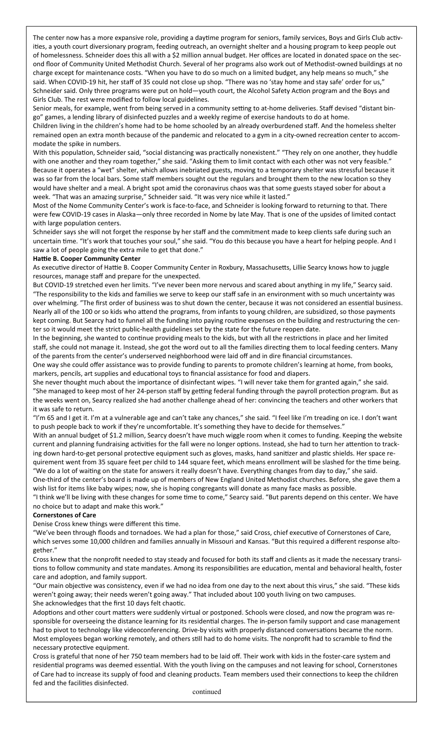The center now has a more expansive role, providing a daytime program for seniors, family services, Boys and Girls Club activities, a youth court diversionary program, feeding outreach, an overnight shelter and a housing program to keep people out of homelessness. Schneider does this all with a $2 million annual budget. Her offices are located in donated space on the second floor of Community United Methodist Church. Several of her programs also work out of Methodist-owned buildings at no charge except for maintenance costs. "When you have to do so much on a limited budget, any help means so much," she said. When COVID-19 hit, her staff of 35 could not close up shop. "There was no 'stay home and stay safe' order for us," Schneider said. Only three programs were put on hold—youth court, the Alcohol Safety Action program and the Boys and Girls Club. The rest were modified to follow local guidelines.

Senior meals, for example, went from being served in a community setting to at-home deliveries. Staff devised "distant bingo" games, a lending library of disinfected puzzles and a weekly regime of exercise handouts to do at home.

Children living in the children's home had to be home schooled by an already overburdened staff. And the homeless shelter remained open an extra month because of the pandemic and relocated to a gym in a city-owned recreation center to accommodate the spike in numbers.

With this population, Schneider said, "social distancing was practically nonexistent." "They rely on one another, they huddle with one another and they roam together," she said. "Asking them to limit contact with each other was not very feasible." Because it operates a "wet" shelter, which allows inebriated guests, moving to a temporary shelter was stressful because it was so far from the local bars. Some staff members sought out the regulars and brought them to the new location so they would have shelter and a meal. A bright spot amid the coronavirus chaos was that some guests stayed sober for about a week. "That was an amazing surprise," Schneider said. "It was very nice while it lasted."

Most of the Nome Community Center's work is face-to-face, and Schneider is looking forward to returning to that. There were few COVID-19 cases in Alaska—only three recorded in Nome by late May. That is one of the upsides of limited contact with large population centers.

Schneider says she will not forget the response by her staff and the commitment made to keep clients safe during such an uncertain time. "It's work that touches your soul," she said. "You do this because you have a heart for helping people. And I saw a lot of people going the extra mile to get that done."

**Hattie B. Cooper Community Center**

As executive director of Hattie B. Cooper Community Center in Roxbury, Massachusetts, Lillie Searcy knows how to juggle resources, manage staff and prepare for the unexpected.

But COVID-19 stretched even her limits. "I've never been more nervous and scared about anything in my life," Searcy said. "The responsibility to the kids and families we serve to keep our staff safe in an environment with so much uncertainty was over whelming. "The first order of business was to shut down the center, because it was not considered an essential business. Nearly all of the 100 or so kids who attend the programs, from infants to young children, are subsidized, so those payments kept coming. But Searcy had to funnel all the funding into paying routine expenses on the building and restructuring the center so it would meet the strict public-health guidelines set by the state for the future reopen date.

In the beginning, she wanted to continue providing meals to the kids, but with all the restrictions in place and her limited staff, she could not manage it. Instead, she got the word out to all the families directing them to local feeding centers. Many of the parents from the center's underserved neighborhood were laid off and in dire financial circumstances.

One way she could offer assistance was to provide funding to parents to promote children's learning at home, from books, markers, pencils, art supplies and educational toys to financial assistance for food and diapers.

She never thought much about the importance of disinfectant wipes. "I will never take them for granted again," she said. "She managed to keep most of her 24-person staff by getting federal funding through the payroll protection program. But as the weeks went on, Searcy realized she had another challenge ahead of her: convincing the teachers and other workers that it was safe to return.

"I'm 65 and I get it. I'm at a vulnerable age and can't take any chances," she said. "I feel like I'm treading on ice. I don't want to push people back to work if they're uncomfortable. It's something they have to decide for themselves."

With an annual budget of $1.2 million, Searcy doesn't have much wiggle room when it comes to funding. Keeping the website current and planning fundraising activities for the fall were no longer options. Instead, she had to turn her attention to tracking down hard-to-get personal protective equipment such as gloves, masks, hand sanitizer and plastic shields. Her space requirement went from 35 square feet per child to 144 square feet, which means enrollment will be slashed for the time being. "We do a lot of waiting on the state for answers it really doesn't have. Everything changes from day to day," she said.

One-third of the center's board is made up of members of New England United Methodist churches. Before, she gave them a wish list for items like baby wipes; now, she is hoping congregants will donate as many face masks as possible.

"I think we'll be living with these changes for some time to come," Searcy said. "But parents depend on this center. We have no choice but to adapt and make this work."

**Cornerstones of Care**

Denise Cross knew things were different this time.

"We've been through floods and tornadoes. We had a plan for those," said Cross, chief executive of Cornerstones of Care, which serves some 10,000 children and families annually in Missouri and Kansas. "But this required a different response altogether."

Cross knew that the nonprofit needed to stay steady and focused for both its staff and clients as it made the necessary transitions to follow community and state mandates. Among its responsibilities are education, mental and behavioral health, foster care and adoption, and family support.

"Our main objective was consistency, even if we had no idea from one day to the next about this virus," she said. "These kids weren't going away; their needs weren't going away." That included about 100 youth living on two campuses.

She acknowledges that the first 10 days felt chaotic.

Adoptions and other court matters were suddenly virtual or postponed. Schools were closed, and now the program was responsible for overseeing the distance learning for its residential charges. The in-person family support and case management had to pivot to technology like videoconferencing. Drive-by visits with properly distanced conversations became the norm. Most employees began working remotely, and others still had to do home visits. The nonprofit had to scramble to find the necessary protective equipment.

Cross is grateful that none of her 750 team members had to be laid off. Their work with kids in the foster-care system and residential programs was deemed essential. With the youth living on the campuses and not leaving for school, Cornerstones of Care had to increase its supply of food and cleaning products. Team members used their connections to keep the children fed and the facilities disinfected.

continued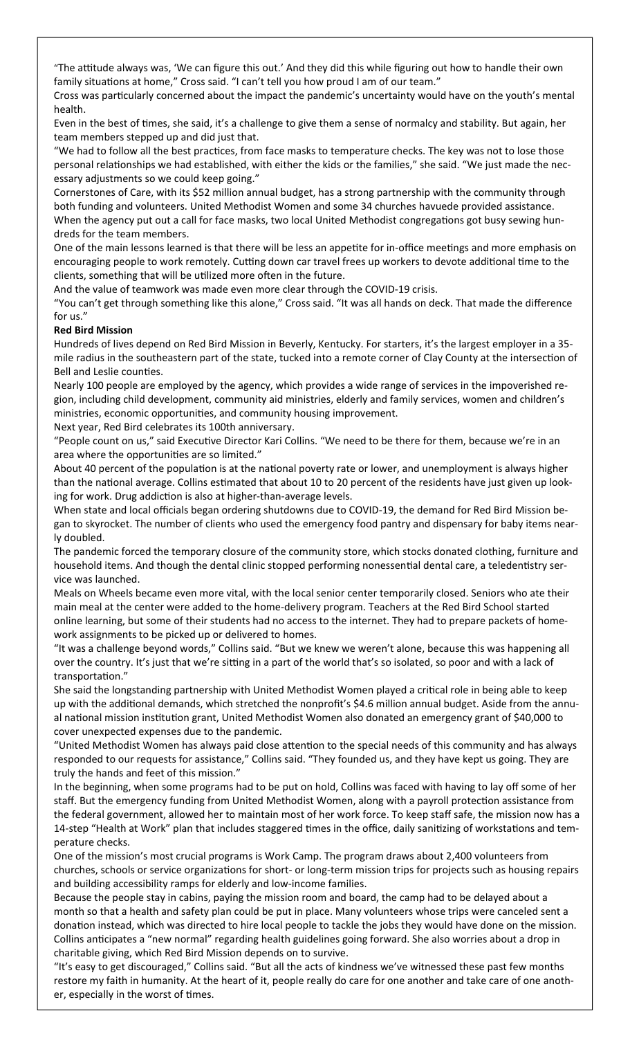"The attitude always was, 'We can figure this out.' And they did this while figuring out how to handle their own family situations at home," Cross said. "I can't tell you how proud I am of our team."

Cross was particularly concerned about the impact the pandemic's uncertainty would have on the youth's mental health.

Even in the best of times, she said, it's a challenge to give them a sense of normalcy and stability. But again, her team members stepped up and did just that.

"We had to follow all the best practices, from face masks to temperature checks. The key was not to lose those personal relationships we had established, with either the kids or the families," she said. "We just made the necessary adjustments so we could keep going."

Cornerstones of Care, with its $52 million annual budget, has a strong partnership with the community through both funding and volunteers. United Methodist Women and some 34 churches havuede provided assistance.

When the agency put out a call for face masks, two local United Methodist congregations got busy sewing hundreds for the team members.

One of the main lessons learned is that there will be less an appetite for in-office meetings and more emphasis on encouraging people to work remotely. Cutting down car travel frees up workers to devote additional time to the clients, something that will be utilized more often in the future.

And the value of teamwork was made even more clear through the COVID-19 crisis.

"You can't get through something like this alone," Cross said. "It was all hands on deck. That made the difference for us."

**Red Bird Mission**

Hundreds of lives depend on Red Bird Mission in Beverly, Kentucky. For starters, it's the largest employer in a 35-mile radius in the southeastern part of the state, tucked into a remote corner of Clay County at the intersection of Bell and Leslie counties.

Nearly 100 people are employed by the agency, which provides a wide range of services in the impoverished region, including child development, community aid ministries, elderly and family services, women and children's ministries, economic opportunities, and community housing improvement.

Next year, Red Bird celebrates its 100th anniversary.

"People count on us," said Executive Director Kari Collins. "We need to be there for them, because we're in an area where the opportunities are so limited."

About 40 percent of the population is at the national poverty rate or lower, and unemployment is always higher than the national average. Collins estimated that about 10 to 20 percent of the residents have just given up looking for work. Drug addiction is also at higher-than-average levels.

When state and local officials began ordering shutdowns due to COVID-19, the demand for Red Bird Mission began to skyrocket. The number of clients who used the emergency food pantry and dispensary for baby items nearly doubled.

The pandemic forced the temporary closure of the community store, which stocks donated clothing, furniture and household items. And though the dental clinic stopped performing nonessential dental care, a teledentistry service was launched.

Meals on Wheels became even more vital, with the local senior center temporarily closed. Seniors who ate their main meal at the center were added to the home-delivery program. Teachers at the Red Bird School started online learning, but some of their students had no access to the internet. They had to prepare packets of homework assignments to be picked up or delivered to homes.

"It was a challenge beyond words," Collins said. "But we knew we weren't alone, because this was happening all over the country. It's just that we're sitting in a part of the world that's so isolated, so poor and with a lack of transportation."

She said the longstanding partnership with United Methodist Women played a critical role in being able to keep up with the additional demands, which stretched the nonprofit's $4.6 million annual budget. Aside from the annual national mission institution grant, United Methodist Women also donated an emergency grant of $40,000 to cover unexpected expenses due to the pandemic.

"United Methodist Women has always paid close attention to the special needs of this community and has always responded to our requests for assistance," Collins said. "They founded us, and they have kept us going. They are truly the hands and feet of this mission."

In the beginning, when some programs had to be put on hold, Collins was faced with having to lay off some of her staff. But the emergency funding from United Methodist Women, along with a payroll protection assistance from the federal government, allowed her to maintain most of her work force. To keep staff safe, the mission now has a 14-step "Health at Work" plan that includes staggered times in the office, daily sanitizing of workstations and temperature checks.

One of the mission's most crucial programs is Work Camp. The program draws about 2,400 volunteers from churches, schools or service organizations for short- or long-term mission trips for projects such as housing repairs and building accessibility ramps for elderly and low-income families.

Because the people stay in cabins, paying the mission room and board, the camp had to be delayed about a month so that a health and safety plan could be put in place. Many volunteers whose trips were canceled sent a donation instead, which was directed to hire local people to tackle the jobs they would have done on the mission.

Collins anticipates a "new normal" regarding health guidelines going forward. She also worries about a drop in charitable giving, which Red Bird Mission depends on to survive.

"It's easy to get discouraged," Collins said. "But all the acts of kindness we've witnessed these past few months restore my faith in humanity. At the heart of it, people really do care for one another and take care of one another, especially in the worst of times.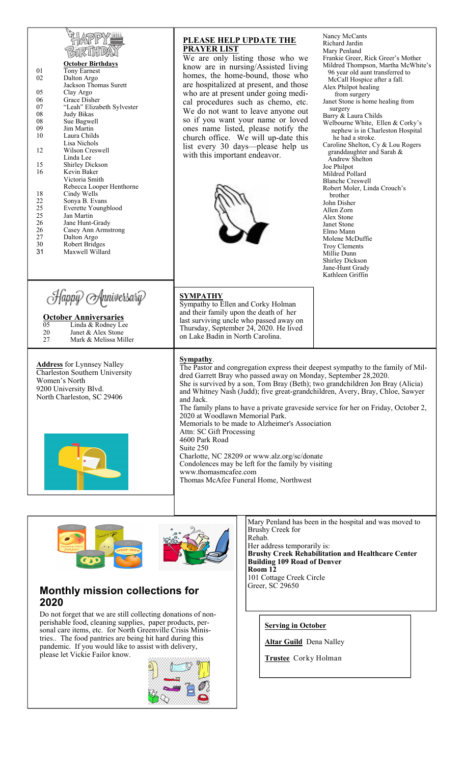## HAPPY BIRTHDAY

**October Birthdays**

| | |
|---|---|
| 01 | Tony Earnest |
| 02 | Dalton Argo |
| | Jackson Thomas Surett |
| 05 | Clay Argo |
| 06 | Grace Disher |
| 07 | "Leah" Elizabeth Sylvester |
| 08 | Judy Bikas |
| 08 | Sue Bagwell |
| 09 | Jim Martin |
| 10 | Laura Childs |
| | Lisa Nichols |
| 12 | Wilson Creswell |
| | Linda Lee |
| 15 | Shirley Dickson |
| 16 | Kevin Baker |
| | Victoria Smith |
| | Rebecca Looper Henthorne |
| 18 | Cindy Wells |
| 22 | Sonya B. Evans |
| 25 | Everette Youngblood |
| 25 | Jan Martin |
| 26 | Jane Hunt-Grady |
| 26 | Casey Ann Armstrong |
| 27 | Dalton Argo |
| 30 | Robert Bridges |
| 31 | Maxwell Willard |

## PLEASE HELP UPDATE THE PRAYER LIST

We are only listing those who we know are in nursing/Assisted living homes, the home-bound, those who are hospitalized at present, and those who are at present under going medical procedures such as chemo, etc. We do not want to leave anyone out so if you want your name or loved ones name listed, please notify the church office. We will up-date this list every 30 days—please help us with this important endeavor.

Nancy McCants
Richard Jardin
Mary Penland
Frankie Greer, Rick Greer's Mother
Mildred Thompson, Martha McWhite's 96 year old aunt transferred to McCall Hospice after a fall.
Alex Philpot healing from surgery
Janet Stone is home healing from surgery
Barry & Laura Childs
Welbourne White, Ellen & Corky's nephew is in Charleston Hospital he had a stroke.
Caroline Shelton, Cy & Lou Rogers granddaughter and Sarah & Andrew Shelton
Joe Philpot
Mildred Pollard
Blanche Creswell
Robert Moler, Linda Crouch's brother
John Disher
Allen Zorn
Alex Stone
Janet Stone
Elmo Mann
Molene McDuffie
Troy Clements
Millie Dunn
Shirley Dickson
Jane-Hunt Grady
Kathleen Griffin

## Happy Anniversary

**October Anniversaries**

| | |
|---|---|
| 05 | Linda & Rodney Lee |
| 20 | Janet & Alex Stone |
| 27 | Mark & Melissa Miller |

## SYMPATHY

Sympathy to Ellen and Corky Holman and their family upon the death of her last surviving uncle who passed away on Thursday, September 24, 2020. He lived on Lake Badin in North Carolina.

**Address** for Lynnsey Nalley
Charleston Southern University
Women's North
9200 University Blvd.
North Charleston, SC 29406

## Sympathy.

The Pastor and congregation express their deepest sympathy to the family of Mildred Garrett Bray who passed away on Monday, September 28,2020.
She is survived by a son, Tom Bray (Beth); two grandchildren Jon Bray (Alicia) and Whitney Nash (Judd); five great-grandchildren, Avery, Bray, Chloe, Sawyer and Jack.
The family plans to have a private graveside service for her on Friday, October 2, 2020 at Woodlawn Memorial Park.
Memorials to be made to Alzheimer's Association
Attn: SC Gift Processing
4600 Park Road
Suite 250
Charlotte, NC 28209 or www.alz.org/sc/donate
Condolences may be left for the family by visiting
www.thomasmcafee.com
Thomas McAfee Funeral Home, Northwest

## Monthly mission collections for 2020

Do not forget that we are still collecting donations of non-perishable food, cleaning supplies, paper products, personal care items, etc. for North Greenville Crisis Ministries.. The food pantries are being hit hard during this pandemic. If you would like to assist with delivery, please let Vickie Failor know.

Mary Penland has been in the hospital and was moved to Brushy Creek for Rehab.
Her address temporarily is:
**Brushy Creek Rehabilitation and Healthcare Center**
**Building 109 Road of Denver**
**Room 12**
101 Cottage Creek Circle
Greer, SC 29650

**Serving in October**

**Altar Guild** Dena Nalley

**Trustee** Corky Holman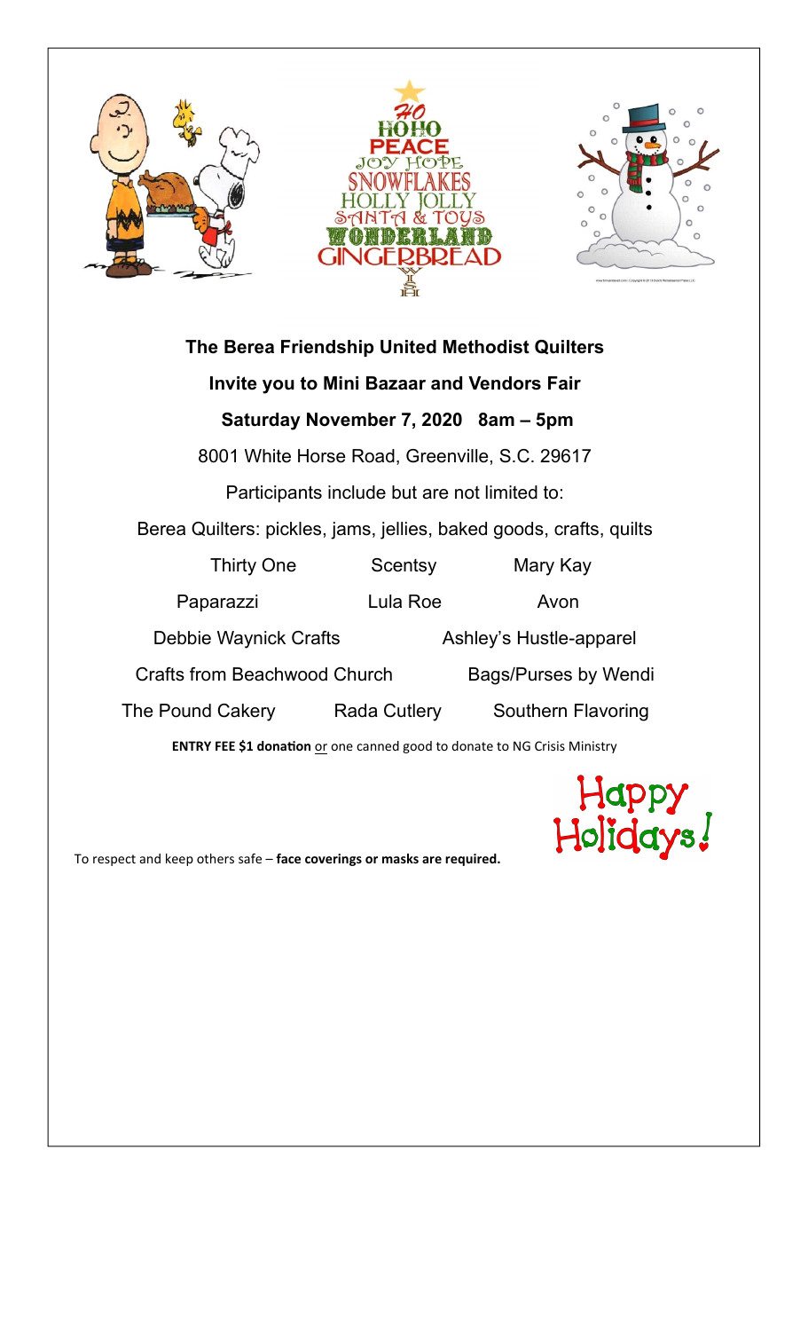**The Berea Friendship United Methodist Quilters**

**Invite you to Mini Bazaar and Vendors Fair**

**Saturday November 7, 2020 8am – 5pm**

8001 White Horse Road, Greenville, S.C. 29617

Participants include but are not limited to:

Berea Quilters: pickles, jams, jellies, baked goods, crafts, quilts

| | | |
|---|---|---|
| Thirty One | Scentsy | Mary Kay |
| Paparazzi | Lula Roe | Avon |

Debbie Waynick Crafts    Ashley's Hustle-apparel

Crafts from Beachwood Church    Bags/Purses by Wendi

The Pound Cakery    Rada Cutlery    Southern Flavoring

**ENTRY FEE $1 donation** or one canned good to donate to NG Crisis Ministry

Happy Holidays!

To respect and keep others safe – **face coverings or masks are required.**